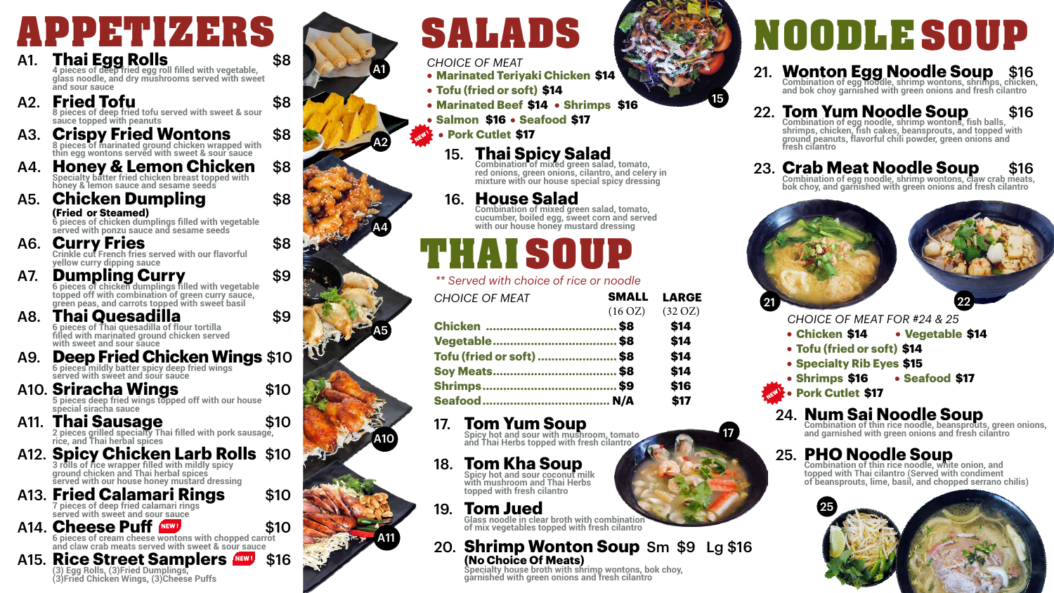# APPETIZERS

**A1. Thai Egg Rolls** $8
4 pieces of deep fried egg roll filled with vegetable, glass noodle, and dry mushrooms served with sweet and sour sauce

**A2. Fried Tofu** $8
8 pieces of deep fried tofu served with sweet & sour sauce topped with peanuts

**A3. Crispy Fried Wontons** $8
8 pieces of marinated ground chicken wrapped with thin egg wontons served with sweet & sour sauce

**A4. Honey & Lemon Chicken** $8
Specialty batter fried chicken breast topped with honey & lemon sauce and sesame seeds

**A5. Chicken Dumpling** $8
**(Fried or Steamed)**
6 pieces of chicken dumplings filled with vegetable served with ponzu sauce and sesame seeds

**A6. Curry Fries** $8
Crinkle cut French fries served with our flavorful yellow curry dipping sauce

**A7. Dumpling Curry** $9
6 pieces of chicken dumplings filled with vegetable topped off with combination of green curry sauce, green peas, and carrots topped with sweet basil

**A8. Thai Quesadilla** $9
6 pieces of Thai quesadilla of flour tortilla filled with marinated ground chicken served with sweet and sour sauce

**A9. Deep Fried Chicken Wings** $10
6 pieces mildly batter spicy deep fried wings served with sweet and sour sauce

**A10. Sriracha Wings** $10
5 pieces deep fried wings topped off with our house special siracha sauce

**A11. Thai Sausage** $10
2 pieces grilled specialty Thai filled with pork sausage, rice, and Thai herbal spices

**A12. Spicy Chicken Larb Rolls** $10
3 rolls of rice wrapper filled with mildly spicy ground chicken and Thai herbal spices served with our house honey mustard dressing

**A13. Fried Calamari Rings** $10
7 pieces of deep fried calamari rings served with sweet and sour sauce

**A14. Cheese Puff** NEW! $10
6 pieces of cream cheese wontons with chopped carrot and claw crab meats served with sweet & sour sauce

**A15. Rice Street Samplers** NEW! $16
(3) Egg Rolls, (3)Fried Dumplings, (3)Fried Chicken Wings, (3)Cheese Puffs

# SALADS

*CHOICE OF MEAT*

- **Marinated Teriyaki Chicken** $14
- **Tofu (fried or soft)** $14
- **Marinated Beef** $14 • **Shrimps** $16
- **Salmon** $16 • **Seafood** $17
- NEW! **Pork Cutlet** $17

**15. Thai Spicy Salad**
Combination of mixed green salad, tomato, red onions, green onions, cilantro, and celery in mixture with our house special spicy dressing

**16. House Salad**
Combination of mixed green salad, tomato, cucumber, boiled egg, sweet corn and served with our house honey mustard dressing

# THAI SOUP

*** Served with choice of rice or noodle*

| CHOICE OF MEAT | SMALL (16 OZ) | LARGE (32 OZ) |
|---|---|---|
| Chicken | $8 | $14 |
| Vegetable | $8 | $14 |
| Tofu (fried or soft) | $8 | $14 |
| Soy Meats | $8 | $14 |
| Shrimps | $9 | $16 |
| Seafood | N/A | $17 |

**17. Tom Yum Soup**
Spicy hot and sour soup with mushroom, tomato and Thai Herbs topped with fresh cilantro

**18. Tom Kha Soup**
Spicy hot and sour coconut milk with mushroom and Thai Herbs topped with fresh cilantro

**19. Tom Jued**
Glass noodle in clear broth with combination of mix vegetables topped with fresh cilantro

**20. Shrimp Wonton Soup** Sm $9 Lg $16
**(No Choice Of Meats)**
Specialty house broth with shrimp wontons, bok choy, garnished with green onions and fresh cilantro

# NOODLE SOUP

**21. Wonton Egg Noodle Soup** $16
Combination of egg noodle, shrimp wontons, shrimps, chicken, and bok choy garnished with green onions and fresh cilantro

**22. Tom Yum Noodle Soup** $16
Combination of egg noodle, shrimp wontons, fish balls, shrimps, chicken, fish cakes, beansprouts, and topped with ground peanuts, flavorful chili powder, green onions and fresh cilantro

**23. Crab Meat Noodle Soup** $16
Combination of egg noodle, shrimp wontons, claw crab meats, bok choy, and garnished with green onions and fresh cilantro

*CHOICE OF MEAT FOR #24 & 25*

- **Chicken** $14 • **Vegetable** $14
- **Tofu (fried or soft)** $14
- **Specialty Rib Eyes** $15
- **Shrimps** $16 • **Seafood** $17
- NEW! **Pork Cutlet** $17

**24. Num Sai Noodle Soup**
Combination of thin rice noodle, beansprouts, green onions, and garnished with green onions and fresh cilantro

**25. PHO Noodle Soup**
Combination of thin rice noodle, white onion, and topped with Thai cilantro (Served with condiment of beansprouts, lime, basil, and chopped serrano chilis)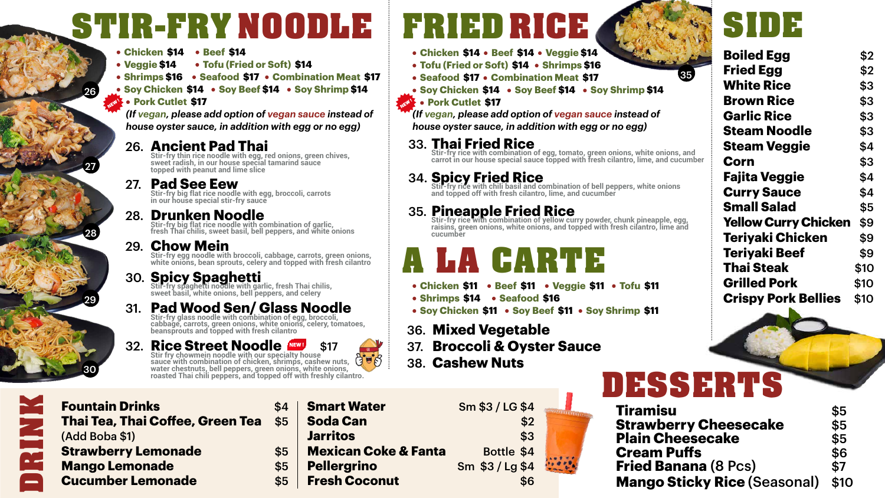# STIR-FRY NOODLE

- Chicken $14
- Beef $14
- Veggie $14
- Tofu (Fried or Soft) $14
- Shrimps $16
- Seafood $17
- Combination Meat $17
- Soy Chicken $14
- Soy Beef $14
- Soy Shrimp $14
- NEW! Pork Cutlet $17

*(If vegan, please add option of vegan sauce instead of house oyster sauce, in addition with egg or no egg)*

26. **Ancient Pad Thai**
Stir-fry thin rice noodle with egg, red onions, green chives, sweet radish, in our house special tamarind sauce topped with peanut and lime slice

27. **Pad See Eew**
Stir-fry big flat rice noodle with egg, broccoli, carrots in our house special stir-fry sauce

28. **Drunken Noodle**
Stir-fry big flat rice noodle with combination of garlic, fresh Thai chilis, sweet basil, bell peppers, and white onions

29. **Chow Mein**
Stir-fry egg noodle with broccoli, cabbage, carrots, green onions, white onions, bean sprouts, celery and topped with fresh cilantro

30. **Spicy Spaghetti**
Stir-fry spaghetti noodle with garlic, fresh Thai chilis, sweet basil, white onions, bell peppers, and celery

31. **Pad Wood Sen/ Glass Noodle**
Stir-fry glass noodle with combination of egg, broccoli, cabbage, carrots, green onions, white onions, celery, tomatoes, beansprouts and topped with fresh cilantro

32. **Rice Street Noodle** NEW! $17
Stir fry chowmein noodle with our specialty house sauce with combination of chicken, shrimps, cashew nuts, water chestnuts, bell peppers, green onions, white onions, roasted Thai chili peppers, and topped off with freshly cilantro.

# FRIED RICE

- Chicken $14
- Beef $14
- Veggie $14
- Tofu (Fried or Soft) $14
- Shrimps $16
- Seafood $17
- Combination Meat $17
- Soy Chicken $14
- Soy Beef $14
- Soy Shrimp $14
- NEW! Pork Cutlet $17

*(If vegan, please add option of vegan sauce instead of house oyster sauce, in addition with egg or no egg)*

33. **Thai Fried Rice**
Stir-fry rice with combination of egg, tomato, green onions, white onions, and carrot in our house special sauce topped with fresh cilantro, lime, and cucumber

34. **Spicy Fried Rice**
Stir-fry rice with chili basil and combination of bell peppers, white onions and topped off with fresh cilantro, lime, and cucumber

35. **Pineapple Fried Rice**
Stir-fry rice with combination of yellow curry powder, chunk pineapple, egg, raisins, green onions, white onions, and topped with fresh cilantro, lime and cucumber

# A LA CARTE

- Chicken $11
- Beef $11
- Veggie $11
- Tofu $11
- Shrimps $14
- Seafood $16
- Soy Chicken $11
- Soy Beef $11
- Soy Shrimp $11

36. **Mixed Vegetable**
37. **Broccoli & Oyster Sauce**
38. **Cashew Nuts**

# SIDE

| | |
|---|---|
| Boiled Egg | $2 |
| Fried Egg | $2 |
| White Rice | $3 |
| Brown Rice | $3 |
| Garlic Rice | $3 |
| Steam Noodle | $3 |
| Steam Veggie | $4 |
| Corn | $3 |
| Fajita Veggie | $4 |
| Curry Sauce | $4 |
| Small Salad | $5 |
| Yellow Curry Chicken | $9 |
| Teriyaki Chicken | $9 |
| Teriyaki Beef | $9 |
| Thai Steak | $10 |
| Grilled Pork | $10 |
| Crispy Pork Bellies | $10 |

# DESSERTS

| | |
|---|---|
| Tiramisu | $5 |
| Strawberry Cheesecake | $5 |
| Plain Cheesecake | $5 |
| Cream Puffs | $6 |
| Fried Banana (8 Pcs) | $7 |
| Mango Sticky Rice (Seasonal) | $10 |

# DRINK

| | |
|---|---|
| Fountain Drinks | $4 |
| Thai Tea, Thai Coffee, Green Tea (Add Boba $1) | $5 |
| Strawberry Lemonade | $5 |
| Mango Lemonade | $5 |
| Cucumber Lemonade | $5 |
| Smart Water | Sm $3 / LG $4 |
| Soda Can | $2 |
| Jarritos | $3 |
| Mexican Coke & Fanta | Bottle $4 |
| Pellergrino | Sm $3 / Lg $4 |
| Fresh Coconut | $6 |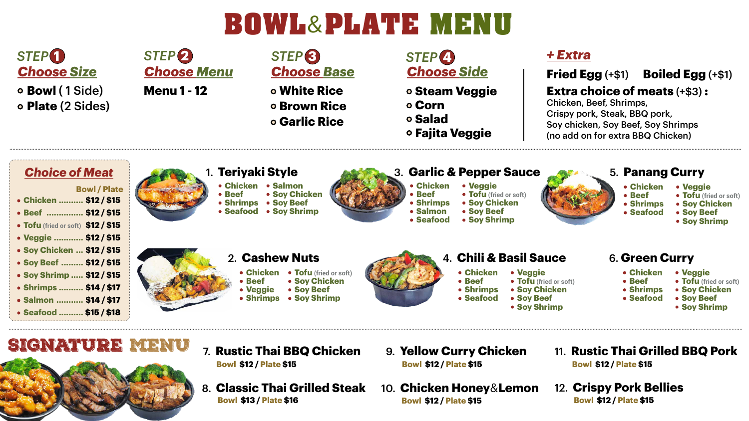# BOWL&PLATE MENU

## STEP 1 Choose Size

- Bowl ( 1 Side)
- Plate (2 Sides)

## STEP 2 Choose Menu

Menu 1 - 12

## STEP 3 Choose Base

- White Rice
- Brown Rice
- Garlic Rice

## STEP 4 Choose Side

- Steam Veggie
- Corn
- Salad
- Fajita Veggie

## + Extra

**Fried Egg** (+$1) **Boiled Egg** (+$1)

**Extra choice of meats** (+$3) **:**
Chicken, Beef, Shrimps,
Crispy pork, Steak, BBQ pork,
Soy chicken, Soy Beef, Soy Shrimps
(no add on for extra BBQ Chicken)

## Choice of Meat

| Meat | Bowl / Plate |
|---|---|
| Chicken | $12 / $15 |
| Beef | $12 / $15 |
| Tofu (fried or soft) | $12 / $15 |
| Veggie | $12 / $15 |
| Soy Chicken | $12 / $15 |
| Soy Beef | $12 / $15 |
| Soy Shrimp | $12 / $15 |
| Shrimps | $14 / $17 |
| Salmon | $14 / $17 |
| Seafood | $15 / $18 |

### 1. Teriyaki Style

- Chicken
- Beef
- Shrimps
- Seafood
- Salmon
- Soy Chicken
- Soy Beef
- Soy Shrimp

### 2. Cashew Nuts

- Chicken
- Beef
- Veggie
- Shrimps
- Tofu (fried or soft)
- Soy Chicken
- Soy Beef
- Soy Shrimp

### 3. Garlic & Pepper Sauce

- Chicken
- Beef
- Shrimps
- Salmon
- Seafood
- Veggie
- Tofu (fried or soft)
- Soy Chicken
- Soy Beef
- Soy Shrimp

### 4. Chili & Basil Sauce

- Chicken
- Beef
- Shrimps
- Seafood
- Veggie
- Tofu (fried or soft)
- Soy Chicken
- Soy Beef
- Soy Shrimp

### 5. Panang Curry

- Chicken
- Beef
- Shrimps
- Seafood
- Veggie
- Tofu (fried or soft)
- Soy Chicken
- Soy Beef
- Soy Shrimp

### 6. Green Curry

- Chicken
- Beef
- Shrimps
- Seafood
- Veggie
- Tofu (fried or soft)
- Soy Chicken
- Soy Beef
- Soy Shrimp

## SIGNATURE MENU

### 7. Rustic Thai BBQ Chicken
Bowl $12 / Plate $15

### 8. Classic Thai Grilled Steak
Bowl $13 / Plate $16

### 9. Yellow Curry Chicken
Bowl $12 / Plate $15

### 10. Chicken Honey&Lemon
Bowl $12 / Plate $15

### 11. Rustic Thai Grilled BBQ Pork
Bowl $12 / Plate $15

### 12. Crispy Pork Bellies
Bowl $12 / Plate $15